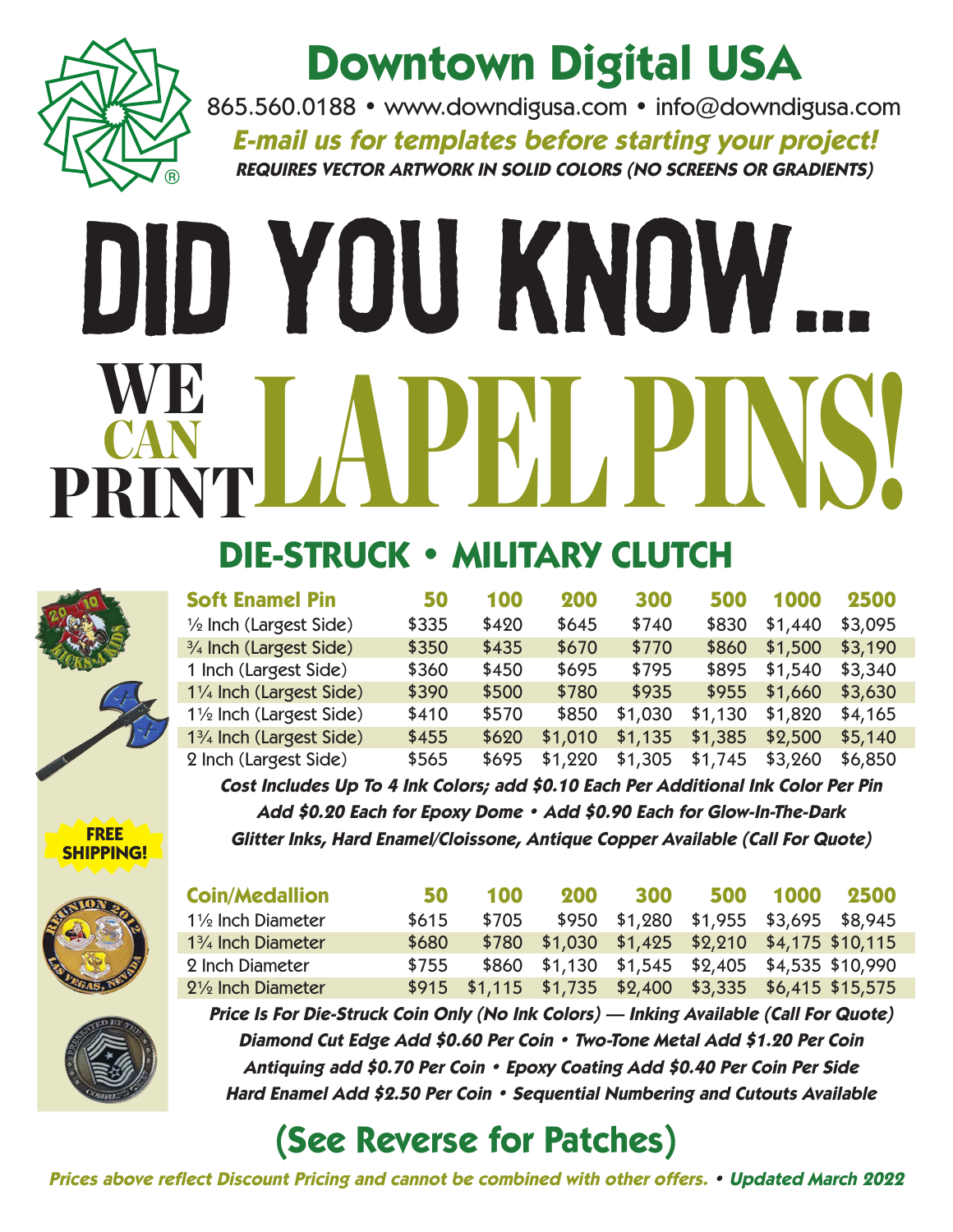# Downtown Digital USA

865.560.0188 • www.downdigusa.com • info@downdigusa.com

***E-mail us for templates before starting your project!***

***REQUIRES VECTOR ARTWORK IN SOLID COLORS (NO SCREENS OR GRADIENTS)***

# DID YOU KNOW...

# WE CAN PRINT LAPEL PINS!

## DIE-STRUCK • MILITARY CLUTCH

FREE SHIPPING!

| Soft Enamel Pin | 50 | 100 | 200 | 300 | 500 | 1000 | 2500 |
|---|---|---|---|---|---|---|---|
| ½ Inch (Largest Side) | $335 | $420 | $645 | $740 | $830 | $1,440 | $3,095 |
| ¾ Inch (Largest Side) | $350 | $435 | $670 | $770 | $860 | $1,500 | $3,190 |
| 1 Inch (Largest Side) | $360 | $450 | $695 | $795 | $895 | $1,540 | $3,340 |
| 1¼ Inch (Largest Side) | $390 | $500 | $780 | $935 | $955 | $1,660 | $3,630 |
| 1½ Inch (Largest Side) | $410 | $570 | $850 | $1,030 | $1,130 | $1,820 | $4,165 |
| 1¾ Inch (Largest Side) | $455 | $620 | $1,010 | $1,135 | $1,385 | $2,500 | $5,140 |
| 2 Inch (Largest Side) | $565 | $695 | $1,220 | $1,305 | $1,745 | $3,260 | $6,850 |

***Cost Includes Up To 4 Ink Colors; add $0.10 Each Per Additional Ink Color Per Pin***

***Add $0.20 Each for Epoxy Dome • Add $0.90 Each for Glow-In-The-Dark***

***Glitter Inks, Hard Enamel/Cloissone, Antique Copper Available (Call For Quote)***

| Coin/Medallion | 50 | 100 | 200 | 300 | 500 | 1000 | 2500 |
|---|---|---|---|---|---|---|---|
| 1½ Inch Diameter | $615 | $705 | $950 | $1,280 | $1,955 | $3,695 | $8,945 |
| 1¾ Inch Diameter | $680 | $780 | $1,030 | $1,425 | $2,210 | $4,175 | $10,115 |
| 2 Inch Diameter | $755 | $860 | $1,130 | $1,545 | $2,405 | $4,535 | $10,990 |
| 2½ Inch Diameter | $915 | $1,115 | $1,735 | $2,400 | $3,335 | $6,415 | $15,575 |

***Price Is For Die-Struck Coin Only (No Ink Colors) — Inking Available (Call For Quote)***

***Diamond Cut Edge Add $0.60 Per Coin • Two-Tone Metal Add $1.20 Per Coin***

***Antiquing add $0.70 Per Coin • Epoxy Coating Add $0.40 Per Coin Per Side***

***Hard Enamel Add $2.50 Per Coin • Sequential Numbering and Cutouts Available***

## (See Reverse for Patches)

***Prices above reflect Discount Pricing and cannot be combined with other offers. • Updated March 2022***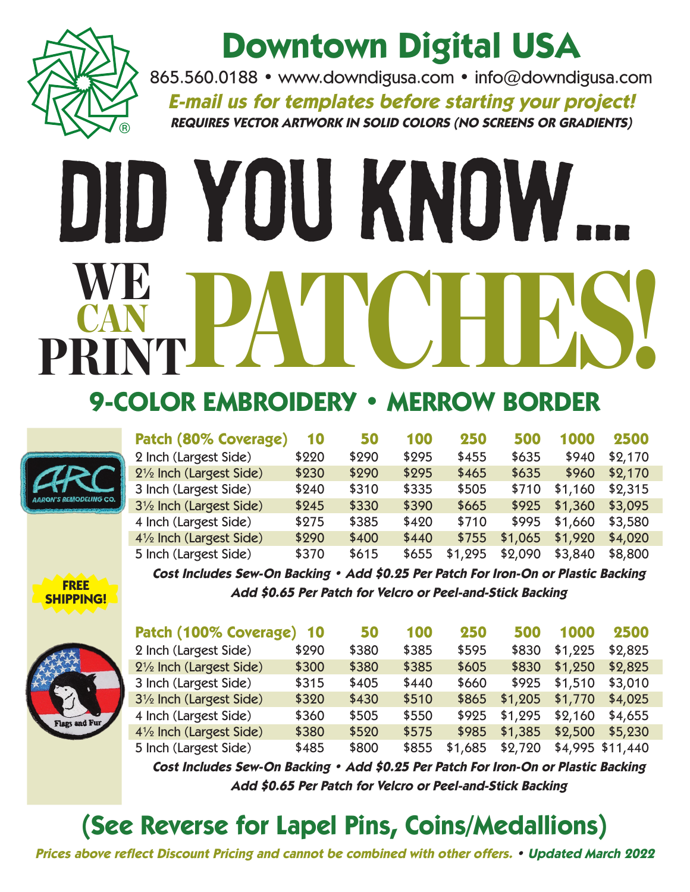# Downtown Digital USA

865.560.0188 • www.downdigusa.com • info@downdigusa.com

***E-mail us for templates before starting your project!***

***REQUIRES VECTOR ARTWORK IN SOLID COLORS (NO SCREENS OR GRADIENTS)***

# DID YOU KNOW...

# WE CAN PRINT PATCHES!

## 9-COLOR EMBROIDERY • MERROW BORDER

| Patch (80% Coverage) | 10 | 50 | 100 | 250 | 500 | 1000 | 2500 |
|---|---|---|---|---|---|---|---|
| 2 Inch (Largest Side) | $220 | $290 | $295 | $455 | $635 | $940 | $2,170 |
| 2½ Inch (Largest Side) | $230 | $290 | $295 | $465 | $635 | $960 | $2,170 |
| 3 Inch (Largest Side) | $240 | $310 | $335 | $505 | $710 | $1,160 | $2,315 |
| 3½ Inch (Largest Side) | $245 | $330 | $390 | $665 | $925 | $1,360 | $3,095 |
| 4 Inch (Largest Side) | $275 | $385 | $420 | $710 | $995 | $1,660 | $3,580 |
| 4½ Inch (Largest Side) | $290 | $400 | $440 | $755 | $1,065 | $1,920 | $4,020 |
| 5 Inch (Largest Side) | $370 | $615 | $655 | $1,295 | $2,090 | $3,840 | $8,800 |

***Cost Includes Sew-On Backing • Add $0.25 Per Patch For Iron-On or Plastic Backing***

***Add $0.65 Per Patch for Velcro or Peel-and-Stick Backing***

**FREE SHIPPING!**

| Patch (100% Coverage) | 10 | 50 | 100 | 250 | 500 | 1000 | 2500 |
|---|---|---|---|---|---|---|---|
| 2 Inch (Largest Side) | $290 | $380 | $385 | $595 | $830 | $1,225 | $2,825 |
| 2½ Inch (Largest Side) | $300 | $380 | $385 | $605 | $830 | $1,250 | $2,825 |
| 3 Inch (Largest Side) | $315 | $405 | $440 | $660 | $925 | $1,510 | $3,010 |
| 3½ Inch (Largest Side) | $320 | $430 | $510 | $865 | $1,205 | $1,770 | $4,025 |
| 4 Inch (Largest Side) | $360 | $505 | $550 | $925 | $1,295 | $2,160 | $4,655 |
| 4½ Inch (Largest Side) | $380 | $520 | $575 | $985 | $1,385 | $2,500 | $5,230 |
| 5 Inch (Largest Side) | $485 | $800 | $855 | $1,685 | $2,720 | $4,995 | $11,440 |

***Cost Includes Sew-On Backing • Add $0.25 Per Patch For Iron-On or Plastic Backing***

***Add $0.65 Per Patch for Velcro or Peel-and-Stick Backing***

## (See Reverse for Lapel Pins, Coins/Medallions)

***Prices above reflect Discount Pricing and cannot be combined with other offers. • Updated March 2022***